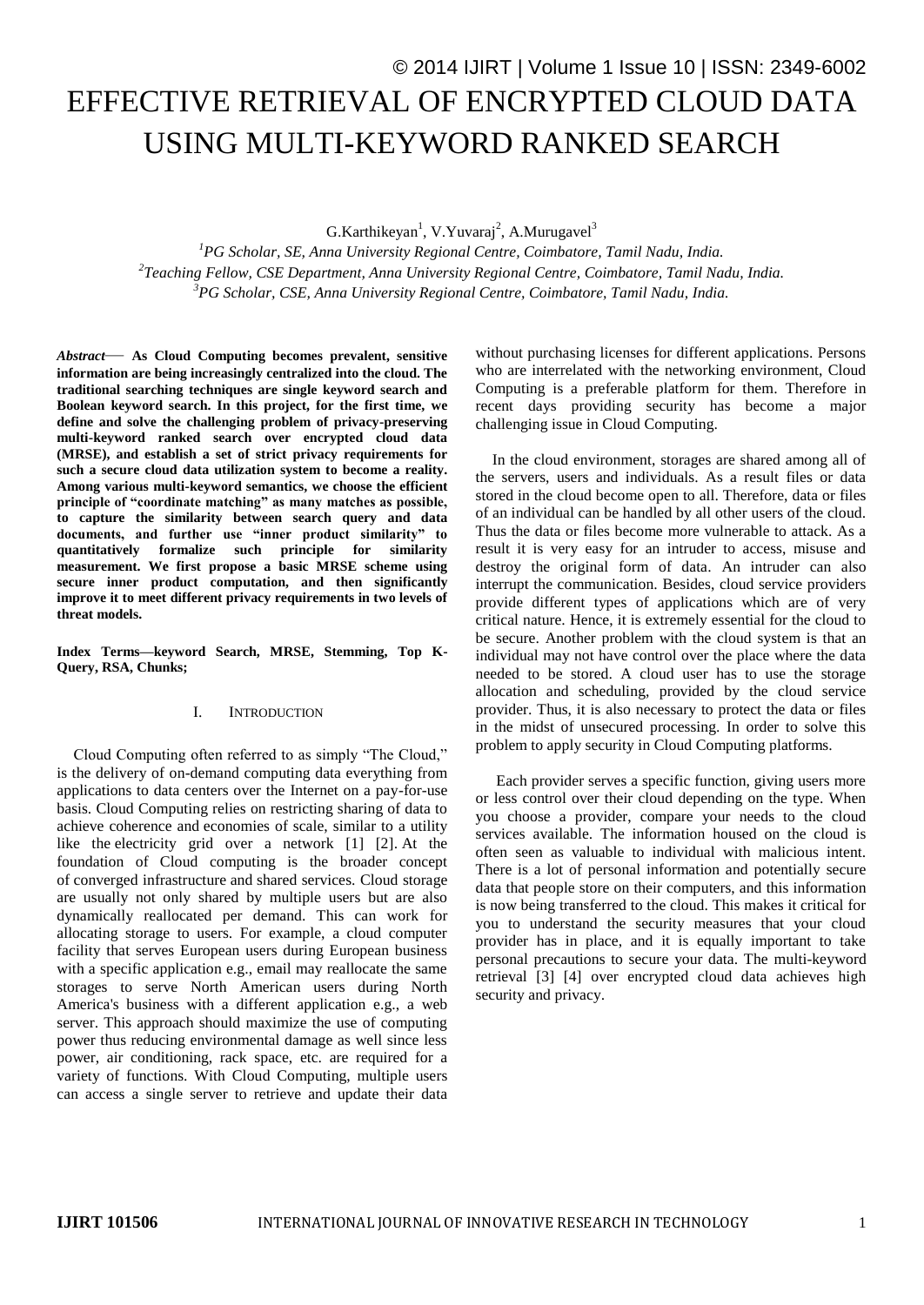# EFFECTIVE RETRIEVAL OF ENCRYPTED CLOUD DATA USING MULTI-KEYWORD RANKED SEARCH

G.Karthikeyan[1], V.Yuvaraj[2], A.Murugavel[3]

[1]*PG Scholar, SE, Anna University Regional Centre, Coimbatore, Tamil Nadu, India.*
[2]*Teaching Fellow, CSE Department, Anna University Regional Centre, Coimbatore, Tamil Nadu, India.*
[3]*PG Scholar, CSE, Anna University Regional Centre, Coimbatore, Tamil Nadu, India.*

***Abstract*— As Cloud Computing becomes prevalent, sensitive information are being increasingly centralized into the cloud. The traditional searching techniques are single keyword search and Boolean keyword search. In this project, for the first time, we define and solve the challenging problem of privacy-preserving multi-keyword ranked search over encrypted cloud data (MRSE), and establish a set of strict privacy requirements for such a secure cloud data utilization system to become a reality. Among various multi-keyword semantics, we choose the efficient principle of "coordinate matching" as many matches as possible, to capture the similarity between search query and data documents, and further use "inner product similarity" to quantitatively formalize such principle for similarity measurement. We first propose a basic MRSE scheme using secure inner product computation, and then significantly improve it to meet different privacy requirements in two levels of threat models.**

**Index Terms—keyword Search, MRSE, Stemming, Top K-Query, RSA, Chunks;**

## I. INTRODUCTION

Cloud Computing often referred to as simply "The Cloud," is the delivery of on-demand computing data everything from applications to data centers over the Internet on a pay-for-use basis. Cloud Computing relies on restricting sharing of data to achieve coherence and economies of scale, similar to a utility like the electricity grid over a network [1] [2]. At the foundation of Cloud computing is the broader concept of converged infrastructure and shared services. Cloud storage are usually not only shared by multiple users but are also dynamically reallocated per demand. This can work for allocating storage to users. For example, a cloud computer facility that serves European users during European business with a specific application e.g., email may reallocate the same storages to serve North American users during North America's business with a different application e.g., a web server. This approach should maximize the use of computing power thus reducing environmental damage as well since less power, air conditioning, rack space, etc. are required for a variety of functions. With Cloud Computing, multiple users can access a single server to retrieve and update their data without purchasing licenses for different applications. Persons who are interrelated with the networking environment, Cloud Computing is a preferable platform for them. Therefore in recent days providing security has become a major challenging issue in Cloud Computing.

In the cloud environment, storages are shared among all of the servers, users and individuals. As a result files or data stored in the cloud become open to all. Therefore, data or files of an individual can be handled by all other users of the cloud. Thus the data or files become more vulnerable to attack. As a result it is very easy for an intruder to access, misuse and destroy the original form of data. An intruder can also interrupt the communication. Besides, cloud service providers provide different types of applications which are of very critical nature. Hence, it is extremely essential for the cloud to be secure. Another problem with the cloud system is that an individual may not have control over the place where the data needed to be stored. A cloud user has to use the storage allocation and scheduling, provided by the cloud service provider. Thus, it is also necessary to protect the data or files in the midst of unsecured processing. In order to solve this problem to apply security in Cloud Computing platforms.

Each provider serves a specific function, giving users more or less control over their cloud depending on the type. When you choose a provider, compare your needs to the cloud services available. The information housed on the cloud is often seen as valuable to individual with malicious intent. There is a lot of personal information and potentially secure data that people store on their computers, and this information is now being transferred to the cloud. This makes it critical for you to understand the security measures that your cloud provider has in place, and it is equally important to take personal precautions to secure your data. The multi-keyword retrieval [3] [4] over encrypted cloud data achieves high security and privacy.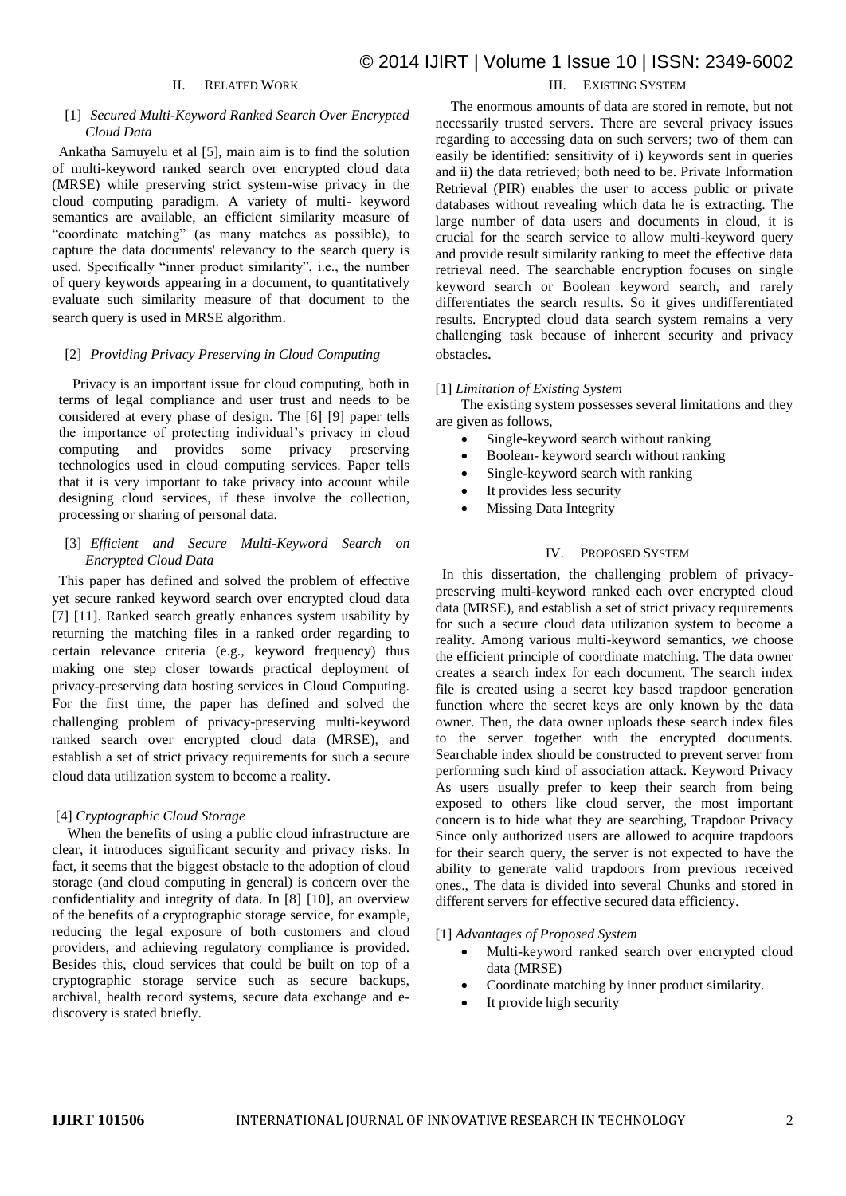## II. RELATED WORK

### [1] *Secured Multi-Keyword Ranked Search Over Encrypted Cloud Data*

Ankatha Samuyelu et al [5], main aim is to find the solution of multi-keyword ranked search over encrypted cloud data (MRSE) while preserving strict system-wise privacy in the cloud computing paradigm. A variety of multi- keyword semantics are available, an efficient similarity measure of "coordinate matching" (as many matches as possible), to capture the data documents' relevancy to the search query is used. Specifically "inner product similarity", i.e., the number of query keywords appearing in a document, to quantitatively evaluate such similarity measure of that document to the search query is used in MRSE algorithm.

### [2] *Providing Privacy Preserving in Cloud Computing*

Privacy is an important issue for cloud computing, both in terms of legal compliance and user trust and needs to be considered at every phase of design. The [6] [9] paper tells the importance of protecting individual's privacy in cloud computing and provides some privacy preserving technologies used in cloud computing services. Paper tells that it is very important to take privacy into account while designing cloud services, if these involve the collection, processing or sharing of personal data.

### [3] *Efficient and Secure Multi-Keyword Search on Encrypted Cloud Data*

This paper has defined and solved the problem of effective yet secure ranked keyword search over encrypted cloud data [7] [11]. Ranked search greatly enhances system usability by returning the matching files in a ranked order regarding to certain relevance criteria (e.g., keyword frequency) thus making one step closer towards practical deployment of privacy-preserving data hosting services in Cloud Computing. For the first time, the paper has defined and solved the challenging problem of privacy-preserving multi-keyword ranked search over encrypted cloud data (MRSE), and establish a set of strict privacy requirements for such a secure cloud data utilization system to become a reality.

### [4] *Cryptographic Cloud Storage*

When the benefits of using a public cloud infrastructure are clear, it introduces significant security and privacy risks. In fact, it seems that the biggest obstacle to the adoption of cloud storage (and cloud computing in general) is concern over the confidentiality and integrity of data. In [8] [10], an overview of the benefits of a cryptographic storage service, for example, reducing the legal exposure of both customers and cloud providers, and achieving regulatory compliance is provided. Besides this, cloud services that could be built on top of a cryptographic storage service such as secure backups, archival, health record systems, secure data exchange and e-discovery is stated briefly.

## III. EXISTING SYSTEM

The enormous amounts of data are stored in remote, but not necessarily trusted servers. There are several privacy issues regarding to accessing data on such servers; two of them can easily be identified: sensitivity of i) keywords sent in queries and ii) the data retrieved; both need to be. Private Information Retrieval (PIR) enables the user to access public or private databases without revealing which data he is extracting. The large number of data users and documents in cloud, it is crucial for the search service to allow multi-keyword query and provide result similarity ranking to meet the effective data retrieval need. The searchable encryption focuses on single keyword search or Boolean keyword search, and rarely differentiates the search results. So it gives undifferentiated results. Encrypted cloud data search system remains a very challenging task because of inherent security and privacy obstacles.

### [1] *Limitation of Existing System*

The existing system possesses several limitations and they are given as follows,

- Single-keyword search without ranking
- Boolean- keyword search without ranking
- Single-keyword search with ranking
- It provides less security
- Missing Data Integrity

## IV. PROPOSED SYSTEM

In this dissertation, the challenging problem of privacy-preserving multi-keyword ranked each over encrypted cloud data (MRSE), and establish a set of strict privacy requirements for such a secure cloud data utilization system to become a reality. Among various multi-keyword semantics, we choose the efficient principle of coordinate matching. The data owner creates a search index for each document. The search index file is created using a secret key based trapdoor generation function where the secret keys are only known by the data owner. Then, the data owner uploads these search index files to the server together with the encrypted documents. Searchable index should be constructed to prevent server from performing such kind of association attack. Keyword Privacy As users usually prefer to keep their search from being exposed to others like cloud server, the most important concern is to hide what they are searching, Trapdoor Privacy Since only authorized users are allowed to acquire trapdoors for their search query, the server is not expected to have the ability to generate valid trapdoors from previous received ones., The data is divided into several Chunks and stored in different servers for effective secured data efficiency.

### [1] *Advantages of Proposed System*

- Multi-keyword ranked search over encrypted cloud data (MRSE)
- Coordinate matching by inner product similarity.
- It provide high security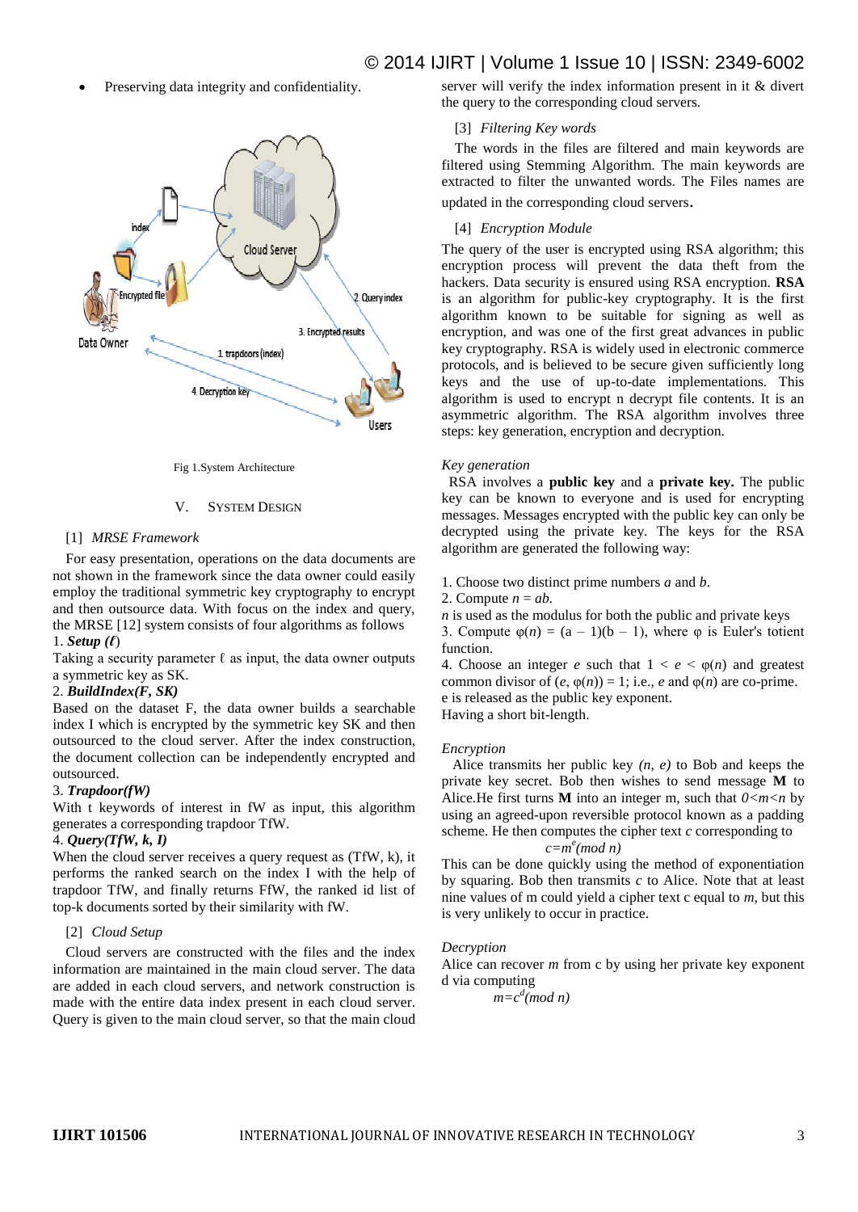- Preserving data integrity and confidentiality.

Fig 1.System Architecture

## V. SYSTEM DESIGN

### [1] *MRSE Framework*

For easy presentation, operations on the data documents are not shown in the framework since the data owner could easily employ the traditional symmetric key cryptography to encrypt and then outsource data. With focus on the index and query, the MRSE [12] system consists of four algorithms as follows

1. ***Setup (ℓ)***

Taking a security parameter ℓ as input, the data owner outputs a symmetric key as SK.

2. ***BuildIndex(F, SK)***

Based on the dataset F, the data owner builds a searchable index I which is encrypted by the symmetric key SK and then outsourced to the cloud server. After the index construction, the document collection can be independently encrypted and outsourced.

3. ***Trapdoor(fW)***

With t keywords of interest in fW as input, this algorithm generates a corresponding trapdoor TfW.

4. ***Query(TfW, k, I)***

When the cloud server receives a query request as (TfW, k), it performs the ranked search on the index I with the help of trapdoor TfW, and finally returns FfW, the ranked id list of top-k documents sorted by their similarity with fW.

### [2] *Cloud Setup*

Cloud servers are constructed with the files and the index information are maintained in the main cloud server. The data are added in each cloud servers, and network construction is made with the entire data index present in each cloud server. Query is given to the main cloud server, so that the main cloud server will verify the index information present in it & divert the query to the corresponding cloud servers.

### [3] *Filtering Key words*

The words in the files are filtered and main keywords are filtered using Stemming Algorithm. The main keywords are extracted to filter the unwanted words. The Files names are updated in the corresponding cloud servers.

### [4] *Encryption Module*

The query of the user is encrypted using RSA algorithm; this encryption process will prevent the data theft from the hackers. Data security is ensured using RSA encryption. **RSA** is an algorithm for public-key cryptography. It is the first algorithm known to be suitable for signing as well as encryption, and was one of the first great advances in public key cryptography. RSA is widely used in electronic commerce protocols, and is believed to be secure given sufficiently long keys and the use of up-to-date implementations. This algorithm is used to encrypt n decrypt file contents. It is an asymmetric algorithm. The RSA algorithm involves three steps: key generation, encryption and decryption.

*Key generation*

RSA involves a **public key** and a **private key.** The public key can be known to everyone and is used for encrypting messages. Messages encrypted with the public key can only be decrypted using the private key. The keys for the RSA algorithm are generated the following way:

1. Choose two distinct prime numbers $a$ and $b$.
2. Compute $n = ab$.

$n$ is used as the modulus for both the public and private keys

3. Compute $\varphi(n) = (a - 1)(b - 1)$, where $\varphi$ is Euler's totient function.
4. Choose an integer $e$ such that $1 < e < \varphi(n)$ and greatest common divisor of $(e, \varphi(n)) = 1$; i.e., $e$ and $\varphi(n)$ are co-prime.

e is released as the public key exponent.

Having a short bit-length.

*Encryption*

Alice transmits her public key $(n, e)$ to Bob and keeps the private key secret. Bob then wishes to send message **M** to Alice.He first turns **M** into an integer m, such that $0<m<n$ by using an agreed-upon reversible protocol known as a padding scheme. He then computes the cipher text $c$ corresponding to

$$c=m^e (mod\ n)$$

This can be done quickly using the method of exponentiation by squaring. Bob then transmits $c$ to Alice. Note that at least nine values of m could yield a cipher text c equal to $m$, but this is very unlikely to occur in practice.

*Decryption*

Alice can recover $m$ from c by using her private key exponent d via computing

$$m=c^d (mod\ n)$$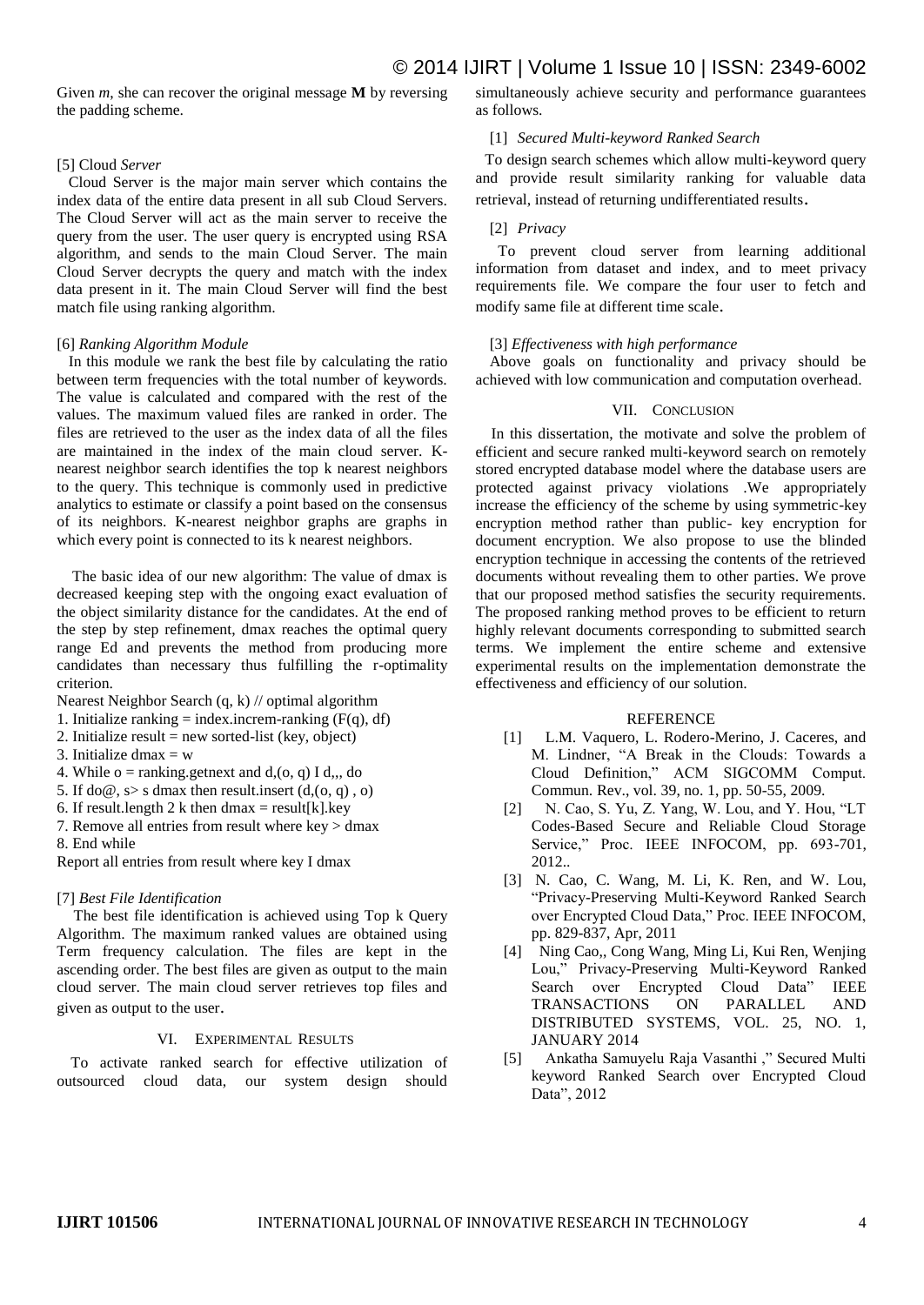Given *m*, she can recover the original message **M** by reversing the padding scheme.

[5] Cloud *Server*

Cloud Server is the major main server which contains the index data of the entire data present in all sub Cloud Servers. The Cloud Server will act as the main server to receive the query from the user. The user query is encrypted using RSA algorithm, and sends to the main Cloud Server. The main Cloud Server decrypts the query and match with the index data present in it. The main Cloud Server will find the best match file using ranking algorithm.

[6] *Ranking Algorithm Module*

In this module we rank the best file by calculating the ratio between term frequencies with the total number of keywords. The value is calculated and compared with the rest of the values. The maximum valued files are ranked in order. The files are retrieved to the user as the index data of all the files are maintained in the index of the main cloud server. K-nearest neighbor search identifies the top k nearest neighbors to the query. This technique is commonly used in predictive analytics to estimate or classify a point based on the consensus of its neighbors. K-nearest neighbor graphs are graphs in which every point is connected to its k nearest neighbors.

The basic idea of our new algorithm: The value of dmax is decreased keeping step with the ongoing exact evaluation of the object similarity distance for the candidates. At the end of the step by step refinement, dmax reaches the optimal query range Ed and prevents the method from producing more candidates than necessary thus fulfilling the r-optimality criterion.

Nearest Neighbor Search (q, k) // optimal algorithm
1. Initialize ranking = index.increm-ranking (F(q), df)
2. Initialize result = new sorted-list (key, object)
3. Initialize dmax = w
4. While o = ranking.getnext and d,(o, q) I d,,, do
5. If do@, s> s dmax then result.insert (d,(o, q) , o)
6. If result.length 2 k then dmax = result[k].key
7. Remove all entries from result where key > dmax
8. End while

Report all entries from result where key I dmax

[7] *Best File Identification*

The best file identification is achieved using Top k Query Algorithm. The maximum ranked values are obtained using Term frequency calculation. The files are kept in the ascending order. The best files are given as output to the main cloud server. The main cloud server retrieves top files and given as output to the user.

## VI. Experimental Results

To activate ranked search for effective utilization of outsourced cloud data, our system design should simultaneously achieve security and performance guarantees as follows.

[1] *Secured Multi-keyword Ranked Search*

To design search schemes which allow multi-keyword query and provide result similarity ranking for valuable data retrieval, instead of returning undifferentiated results.

[2] *Privacy*

To prevent cloud server from learning additional information from dataset and index, and to meet privacy requirements file. We compare the four user to fetch and modify same file at different time scale.

[3] *Effectiveness with high performance*

Above goals on functionality and privacy should be achieved with low communication and computation overhead.

## VII. Conclusion

In this dissertation, the motivate and solve the problem of efficient and secure ranked multi-keyword search on remotely stored encrypted database model where the database users are protected against privacy violations .We appropriately increase the efficiency of the scheme by using symmetric-key encryption method rather than public- key encryption for document encryption. We also propose to use the blinded encryption technique in accessing the contents of the retrieved documents without revealing them to other parties. We prove that our proposed method satisfies the security requirements. The proposed ranking method proves to be efficient to return highly relevant documents corresponding to submitted search terms. We implement the entire scheme and extensive experimental results on the implementation demonstrate the effectiveness and efficiency of our solution.

## REFERENCE

[1] L.M. Vaquero, L. Rodero-Merino, J. Caceres, and M. Lindner, "A Break in the Clouds: Towards a Cloud Definition," ACM SIGCOMM Comput. Commun. Rev., vol. 39, no. 1, pp. 50-55, 2009.

[2] N. Cao, S. Yu, Z. Yang, W. Lou, and Y. Hou, "LT Codes-Based Secure and Reliable Cloud Storage Service," Proc. IEEE INFOCOM, pp. 693-701, 2012..

[3] N. Cao, C. Wang, M. Li, K. Ren, and W. Lou, "Privacy-Preserving Multi-Keyword Ranked Search over Encrypted Cloud Data," Proc. IEEE INFOCOM, pp. 829-837, Apr, 2011

[4] Ning Cao,, Cong Wang, Ming Li, Kui Ren, Wenjing Lou," Privacy-Preserving Multi-Keyword Ranked Search over Encrypted Cloud Data" IEEE TRANSACTIONS ON PARALLEL AND DISTRIBUTED SYSTEMS, VOL. 25, NO. 1, JANUARY 2014

[5] Ankatha Samuyelu Raja Vasanthi ," Secured Multi keyword Ranked Search over Encrypted Cloud Data", 2012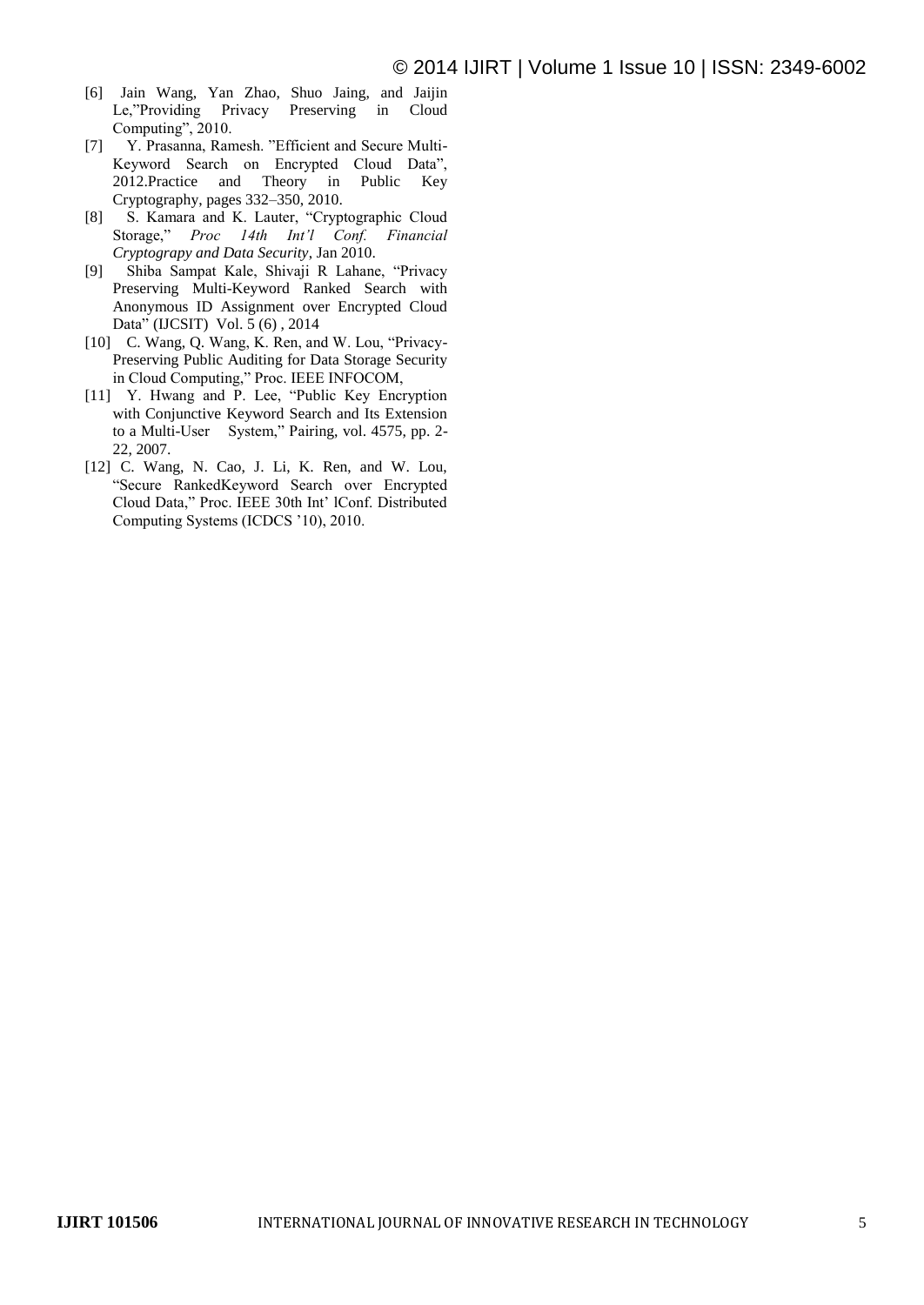[6] Jain Wang, Yan Zhao, Shuo Jaing, and Jaijin Le,"Providing Privacy Preserving in Cloud Computing", 2010.

[7] Y. Prasanna, Ramesh. "Efficient and Secure Multi-Keyword Search on Encrypted Cloud Data", 2012.Practice and Theory in Public Key Cryptography, pages 332–350, 2010.

[8] S. Kamara and K. Lauter, "Cryptographic Cloud Storage," *Proc 14th Int'l Conf. Financial Cryptograpy and Data Security*, Jan 2010.

[9] Shiba Sampat Kale, Shivaji R Lahane, "Privacy Preserving Multi-Keyword Ranked Search with Anonymous ID Assignment over Encrypted Cloud Data" (IJCSIT) Vol. 5 (6) , 2014

[10] C. Wang, Q. Wang, K. Ren, and W. Lou, "Privacy-Preserving Public Auditing for Data Storage Security in Cloud Computing," Proc. IEEE INFOCOM,

[11] Y. Hwang and P. Lee, "Public Key Encryption with Conjunctive Keyword Search and Its Extension to a Multi-User System," Pairing, vol. 4575, pp. 2-22, 2007.

[12] C. Wang, N. Cao, J. Li, K. Ren, and W. Lou, "Secure RankedKeyword Search over Encrypted Cloud Data," Proc. IEEE 30th Int' lConf. Distributed Computing Systems (ICDCS '10), 2010.